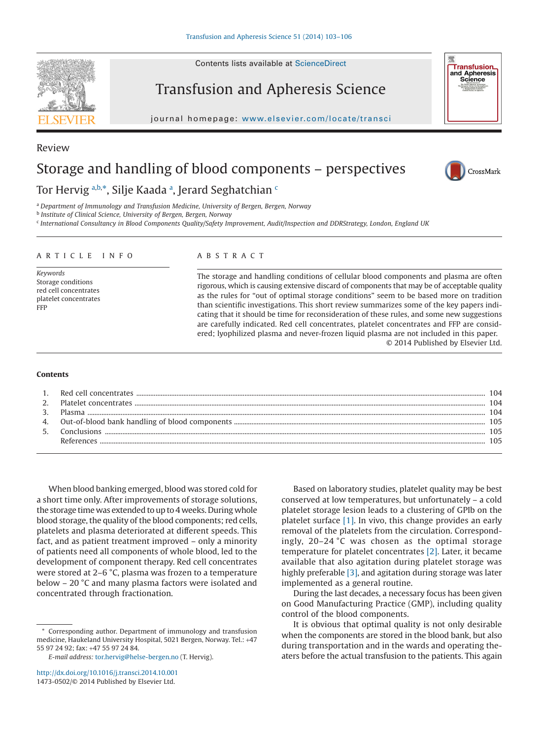Review

# Storage and handling of blood components – perspectives

Tor Hervig [a,b,*], Silje Kaada [a], Jerard Seghatchian [c]

[a] Department of Immunology and Transfusion Medicine, University of Bergen, Bergen, Norway
[b] Institute of Clinical Science, University of Bergen, Bergen, Norway
[c] International Consultancy in Blood Components Quality/Safety Improvement, Audit/Inspection and DDRStrategy, London, England UK

## ARTICLE INFO

*Keywords*
Storage conditions
red cell concentrates
platelet concentrates
FFP

## ABSTRACT

The storage and handling conditions of cellular blood components and plasma are often rigorous, which is causing extensive discard of components that may be of acceptable quality as the rules for "out of optimal storage conditions" seem to be based more on tradition than scientific investigations. This short review summarizes some of the key papers indicating that it should be time for reconsideration of these rules, and some new suggestions are carefully indicated. Red cell concentrates, platelet concentrates and FFP are considered; lyophilized plasma and never-frozen liquid plasma are not included in this paper.

© 2014 Published by Elsevier Ltd.

**Contents**

1. Red cell concentrates ........ 104
2. Platelet concentrates ........ 104
3. Plasma ........ 104
4. Out-of-blood bank handling of blood components ........ 105
5. Conclusions ........ 105

References ........ 105

When blood banking emerged, blood was stored cold for a short time only. After improvements of storage solutions, the storage time was extended to up to 4 weeks. During whole blood storage, the quality of the blood components; red cells, platelets and plasma deteriorated at different speeds. This fact, and as patient treatment improved – only a minority of patients need all components of whole blood, led to the development of component therapy. Red cell concentrates were stored at 2–6 °C, plasma was frozen to a temperature below – 20 °C and many plasma factors were isolated and concentrated through fractionation.

Based on laboratory studies, platelet quality may be best conserved at low temperatures, but unfortunately – a cold platelet storage lesion leads to a clustering of GPIb on the platelet surface [1]. In vivo, this change provides an early removal of the platelets from the circulation. Correspondingly, 20–24 °C was chosen as the optimal storage temperature for platelet concentrates [2]. Later, it became available that also agitation during platelet storage was highly preferable [3], and agitation during storage was later implemented as a general routine.

During the last decades, a necessary focus has been given on Good Manufacturing Practice (GMP), including quality control of the blood components.

It is obvious that optimal quality is not only desirable when the components are stored in the blood bank, but also during transportation and in the wards and operating theaters before the actual transfusion to the patients. This again

---

* Corresponding author. Department of immunology and transfusion medicine, Haukeland University Hospital, 5021 Bergen, Norway. Tel.: +47 55 97 24 92; fax: +47 55 97 24 84.

*E-mail address:* tor.hervig@helse-bergen.no (T. Hervig).

http://dx.doi.org/10.1016/j.transci.2014.10.001
1473-0502/© 2014 Published by Elsevier Ltd.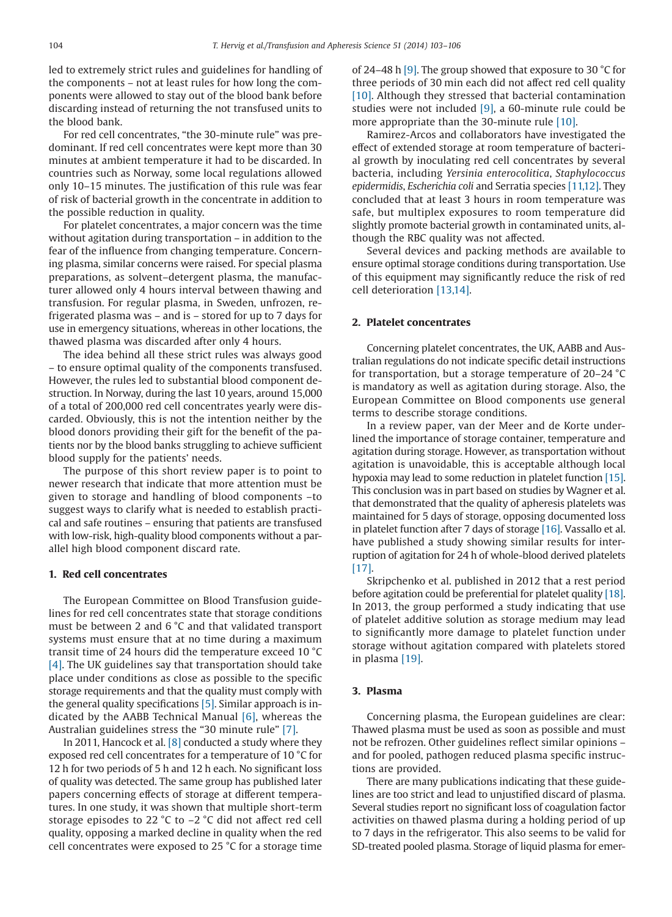led to extremely strict rules and guidelines for handling of the components – not at least rules for how long the components were allowed to stay out of the blood bank before discarding instead of returning the not transfused units to the blood bank.

For red cell concentrates, "the 30-minute rule" was predominant. If red cell concentrates were kept more than 30 minutes at ambient temperature it had to be discarded. In countries such as Norway, some local regulations allowed only 10–15 minutes. The justification of this rule was fear of risk of bacterial growth in the concentrate in addition to the possible reduction in quality.

For platelet concentrates, a major concern was the time without agitation during transportation – in addition to the fear of the influence from changing temperature. Concerning plasma, similar concerns were raised. For special plasma preparations, as solvent–detergent plasma, the manufacturer allowed only 4 hours interval between thawing and transfusion. For regular plasma, in Sweden, unfrozen, refrigerated plasma was – and is – stored for up to 7 days for use in emergency situations, whereas in other locations, the thawed plasma was discarded after only 4 hours.

The idea behind all these strict rules was always good – to ensure optimal quality of the components transfused. However, the rules led to substantial blood component destruction. In Norway, during the last 10 years, around 15,000 of a total of 200,000 red cell concentrates yearly were discarded. Obviously, this is not the intention neither by the blood donors providing their gift for the benefit of the patients nor by the blood banks struggling to achieve sufficient blood supply for the patients' needs.

The purpose of this short review paper is to point to newer research that indicate that more attention must be given to storage and handling of blood components –to suggest ways to clarify what is needed to establish practical and safe routines – ensuring that patients are transfused with low-risk, high-quality blood components without a parallel high blood component discard rate.

## 1. Red cell concentrates

The European Committee on Blood Transfusion guidelines for red cell concentrates state that storage conditions must be between 2 and 6 °C and that validated transport systems must ensure that at no time during a maximum transit time of 24 hours did the temperature exceed 10 °C [4]. The UK guidelines say that transportation should take place under conditions as close as possible to the specific storage requirements and that the quality must comply with the general quality specifications [5]. Similar approach is indicated by the AABB Technical Manual [6], whereas the Australian guidelines stress the "30 minute rule" [7].

In 2011, Hancock et al. [8] conducted a study where they exposed red cell concentrates for a temperature of 10 °C for 12 h for two periods of 5 h and 12 h each. No significant loss of quality was detected. The same group has published later papers concerning effects of storage at different temperatures. In one study, it was shown that multiple short-term storage episodes to 22 °C to –2 °C did not affect red cell quality, opposing a marked decline in quality when the red cell concentrates were exposed to 25 °C for a storage time of 24–48 h [9]. The group showed that exposure to 30 °C for three periods of 30 min each did not affect red cell quality [10]. Although they stressed that bacterial contamination studies were not included [9], a 60-minute rule could be more appropriate than the 30-minute rule [10].

Ramirez-Arcos and collaborators have investigated the effect of extended storage at room temperature of bacterial growth by inoculating red cell concentrates by several bacteria, including *Yersinia enterocolitica*, *Staphylococcus epidermidis*, *Escherichia coli* and Serratia species [11,12]. They concluded that at least 3 hours in room temperature was safe, but multiplex exposures to room temperature did slightly promote bacterial growth in contaminated units, although the RBC quality was not affected.

Several devices and packing methods are available to ensure optimal storage conditions during transportation. Use of this equipment may significantly reduce the risk of red cell deterioration [13,14].

## 2. Platelet concentrates

Concerning platelet concentrates, the UK, AABB and Australian regulations do not indicate specific detail instructions for transportation, but a storage temperature of 20–24 °C is mandatory as well as agitation during storage. Also, the European Committee on Blood components use general terms to describe storage conditions.

In a review paper, van der Meer and de Korte underlined the importance of storage container, temperature and agitation during storage. However, as transportation without agitation is unavoidable, this is acceptable although local hypoxia may lead to some reduction in platelet function [15]. This conclusion was in part based on studies by Wagner et al. that demonstrated that the quality of apheresis platelets was maintained for 5 days of storage, opposing documented loss in platelet function after 7 days of storage [16]. Vassallo et al. have published a study showing similar results for interruption of agitation for 24 h of whole-blood derived platelets [17].

Skripchenko et al. published in 2012 that a rest period before agitation could be preferential for platelet quality [18]. In 2013, the group performed a study indicating that use of platelet additive solution as storage medium may lead to significantly more damage to platelet function under storage without agitation compared with platelets stored in plasma [19].

## 3. Plasma

Concerning plasma, the European guidelines are clear: Thawed plasma must be used as soon as possible and must not be refrozen. Other guidelines reflect similar opinions – and for pooled, pathogen reduced plasma specific instructions are provided.

There are many publications indicating that these guidelines are too strict and lead to unjustified discard of plasma. Several studies report no significant loss of coagulation factor activities on thawed plasma during a holding period of up to 7 days in the refrigerator. This also seems to be valid for SD-treated pooled plasma. Storage of liquid plasma for emer-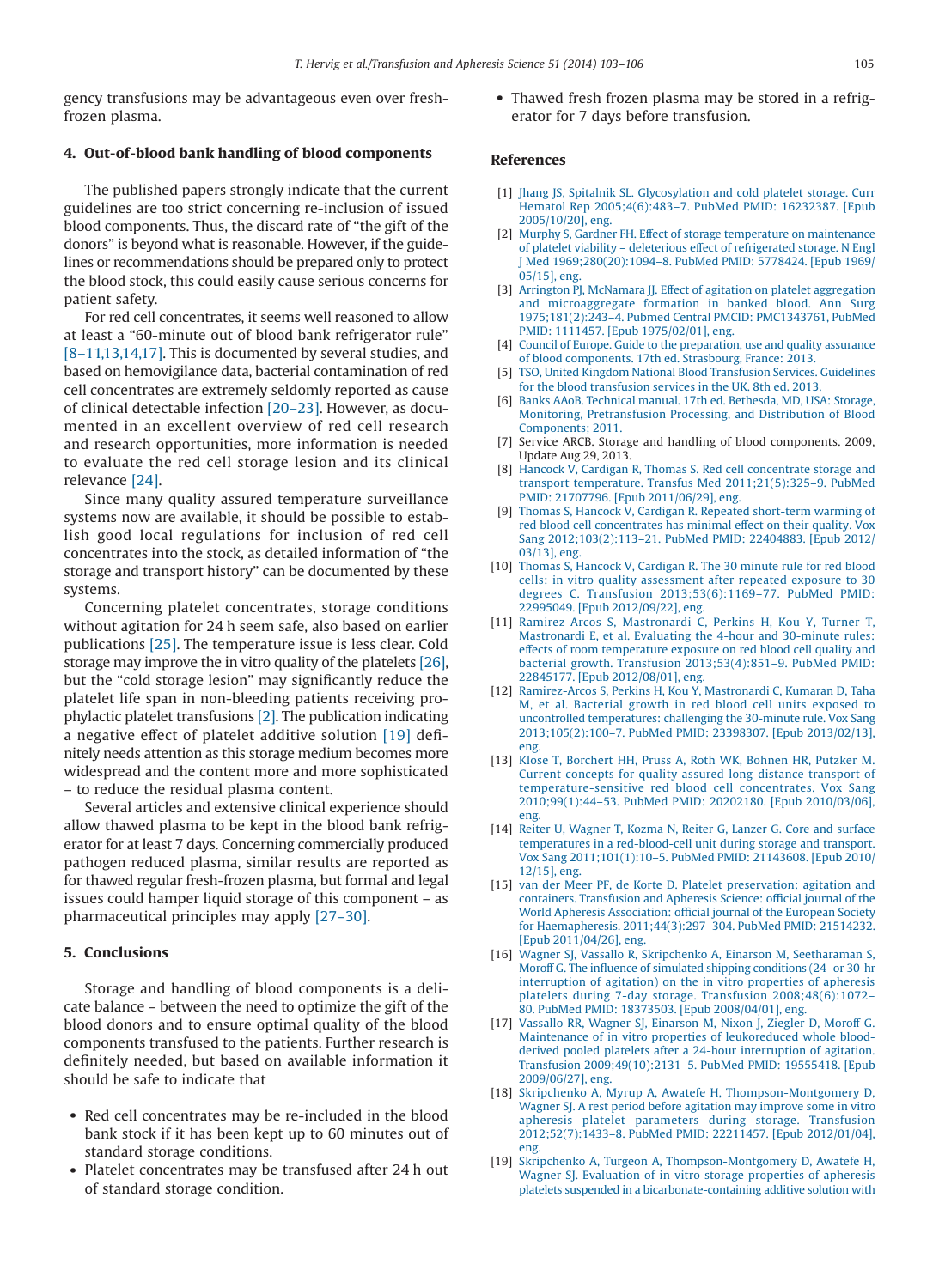gency transfusions may be advantageous even over fresh-frozen plasma.

## 4. Out-of-blood bank handling of blood components

The published papers strongly indicate that the current guidelines are too strict concerning re-inclusion of issued blood components. Thus, the discard rate of "the gift of the donors" is beyond what is reasonable. However, if the guidelines or recommendations should be prepared only to protect the blood stock, this could easily cause serious concerns for patient safety.

For red cell concentrates, it seems well reasoned to allow at least a "60-minute out of blood bank refrigerator rule" [8–11,13,14,17]. This is documented by several studies, and based on hemovigilance data, bacterial contamination of red cell concentrates are extremely seldomly reported as cause of clinical detectable infection [20–23]. However, as documented in an excellent overview of red cell research and research opportunities, more information is needed to evaluate the red cell storage lesion and its clinical relevance [24].

Since many quality assured temperature surveillance systems now are available, it should be possible to establish good local regulations for inclusion of red cell concentrates into the stock, as detailed information of "the storage and transport history" can be documented by these systems.

Concerning platelet concentrates, storage conditions without agitation for 24 h seem safe, also based on earlier publications [25]. The temperature issue is less clear. Cold storage may improve the in vitro quality of the platelets [26], but the "cold storage lesion" may significantly reduce the platelet life span in non-bleeding patients receiving prophylactic platelet transfusions [2]. The publication indicating a negative effect of platelet additive solution [19] definitely needs attention as this storage medium becomes more widespread and the content more and more sophisticated – to reduce the residual plasma content.

Several articles and extensive clinical experience should allow thawed plasma to be kept in the blood bank refrigerator for at least 7 days. Concerning commercially produced pathogen reduced plasma, similar results are reported as for thawed regular fresh-frozen plasma, but formal and legal issues could hamper liquid storage of this component – as pharmaceutical principles may apply [27–30].

## 5. Conclusions

Storage and handling of blood components is a delicate balance – between the need to optimize the gift of the blood donors and to ensure optimal quality of the blood components transfused to the patients. Further research is definitely needed, but based on available information it should be safe to indicate that

- Red cell concentrates may be re-included in the blood bank stock if it has been kept up to 60 minutes out of standard storage conditions.
- Platelet concentrates may be transfused after 24 h out of standard storage condition.
- Thawed fresh frozen plasma may be stored in a refrigerator for 7 days before transfusion.

## References

[1] Jhang JS, Spitalnik SL. Glycosylation and cold platelet storage. Curr Hematol Rep 2005;4(6):483–7. PubMed PMID: 16232387. [Epub 2005/10/20], eng.

[2] Murphy S, Gardner FH. Effect of storage temperature on maintenance of platelet viability – deleterious effect of refrigerated storage. N Engl J Med 1969;280(20):1094–8. PubMed PMID: 5778424. [Epub 1969/05/15], eng.

[3] Arrington PJ, McNamara JJ. Effect of agitation on platelet aggregation and microaggregate formation in banked blood. Ann Surg 1975;181(2):243–4. Pubmed Central PMCID: PMC1343761, PubMed PMID: 1111457. [Epub 1975/02/01], eng.

[4] Council of Europe. Guide to the preparation, use and quality assurance of blood components. 17th ed. Strasbourg, France: 2013.

[5] TSO, United Kingdom National Blood Transfusion Services. Guidelines for the blood transfusion services in the UK. 8th ed. 2013.

[6] Banks AAoB. Technical manual. 17th ed. Bethesda, MD, USA: Storage, Monitoring, Pretransfusion Processing, and Distribution of Blood Components; 2011.

[7] Service ARCB. Storage and handling of blood components. 2009, Update Aug 29, 2013.

[8] Hancock V, Cardigan R, Thomas S. Red cell concentrate storage and transport temperature. Transfus Med 2011;21(5):325–9. PubMed PMID: 21707796. [Epub 2011/06/29], eng.

[9] Thomas S, Hancock V, Cardigan R. Repeated short-term warming of red blood cell concentrates has minimal effect on their quality. Vox Sang 2012;103(2):113–21. PubMed PMID: 22404883. [Epub 2012/03/13], eng.

[10] Thomas S, Hancock V, Cardigan R. The 30 minute rule for red blood cells: in vitro quality assessment after repeated exposure to 30 degrees C. Transfusion 2013;53(6):1169–77. PubMed PMID: 22995049. [Epub 2012/09/22], eng.

[11] Ramirez-Arcos S, Mastronardi C, Perkins H, Kou Y, Turner T, Mastronardi E, et al. Evaluating the 4-hour and 30-minute rules: effects of room temperature exposure on red blood cell quality and bacterial growth. Transfusion 2013;53(4):851–9. PubMed PMID: 22845177. [Epub 2012/08/01], eng.

[12] Ramirez-Arcos S, Perkins H, Kou Y, Mastronardi C, Kumaran D, Taha M, et al. Bacterial growth in red blood cell units exposed to uncontrolled temperatures: challenging the 30-minute rule. Vox Sang 2013;105(2):100–7. PubMed PMID: 23398307. [Epub 2013/02/13], eng.

[13] Klose T, Borchert HH, Pruss A, Roth WK, Bohnen HR, Putzker M. Current concepts for quality assured long-distance transport of temperature-sensitive red blood cell concentrates. Vox Sang 2010;99(1):44–53. PubMed PMID: 20202180. [Epub 2010/03/06], eng.

[14] Reiter U, Wagner T, Kozma N, Reiter G, Lanzer G. Core and surface temperatures in a red-blood-cell unit during storage and transport. Vox Sang 2011;101(1):10–5. PubMed PMID: 21143608. [Epub 2010/12/15], eng.

[15] van der Meer PF, de Korte D. Platelet preservation: agitation and containers. Transfusion and Apheresis Science: official journal of the World Apheresis Association: official journal of the European Society for Haemapheresis. 2011;44(3):297–304. PubMed PMID: 21514232. [Epub 2011/04/26], eng.

[16] Wagner SJ, Vassallo R, Skripchenko A, Einarson M, Seetharaman S, Moroff G. The influence of simulated shipping conditions (24- or 30-hr interruption of agitation) on the in vitro properties of apheresis platelets during 7-day storage. Transfusion 2008;48(6):1072–80. PubMed PMID: 18373503. [Epub 2008/04/01], eng.

[17] Vassallo RR, Wagner SJ, Einarson M, Nixon J, Ziegler D, Moroff G. Maintenance of in vitro properties of leukoreduced whole blood-derived pooled platelets after a 24-hour interruption of agitation. Transfusion 2009;49(10):2131–5. PubMed PMID: 19555418. [Epub 2009/06/27], eng.

[18] Skripchenko A, Myrup A, Awatefe H, Thompson-Montgomery D, Wagner SJ. A rest period before agitation may improve some in vitro apheresis platelet parameters during storage. Transfusion 2012;52(7):1433–8. PubMed PMID: 22211457. [Epub 2012/01/04], eng.

[19] Skripchenko A, Turgeon A, Thompson-Montgomery D, Awatefe H, Wagner SJ. Evaluation of in vitro storage properties of apheresis platelets suspended in a bicarbonate-containing additive solution with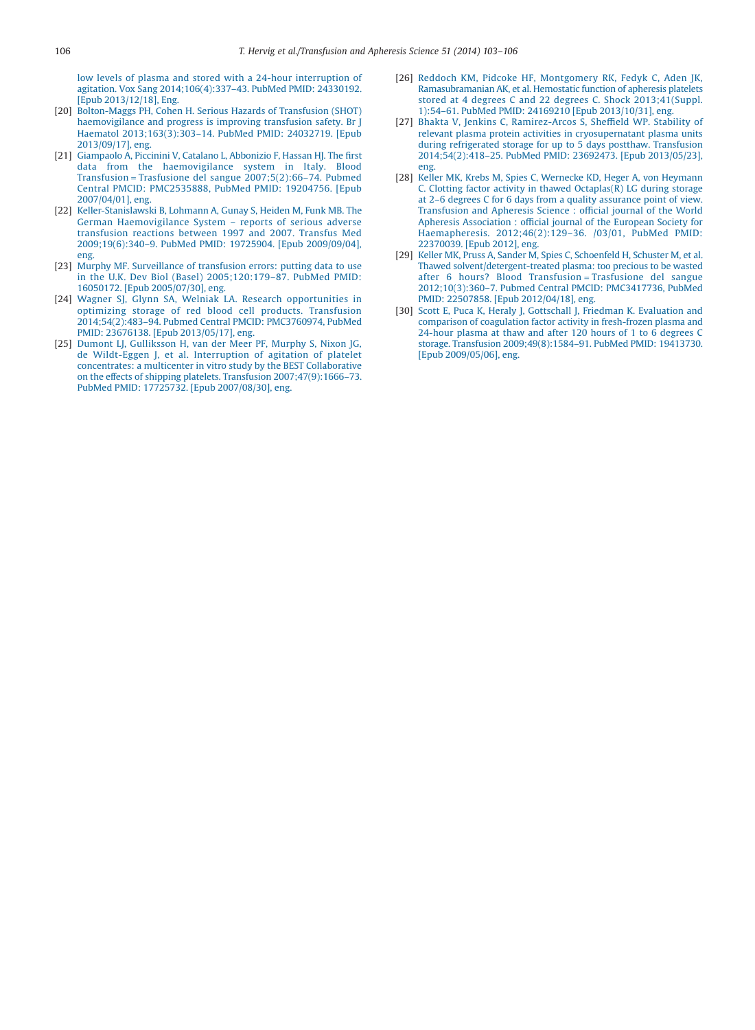low levels of plasma and stored with a 24-hour interruption of agitation. Vox Sang 2014;106(4):337–43. PubMed PMID: 24330192. [Epub 2013/12/18], Eng.

[20] Bolton-Maggs PH, Cohen H. Serious Hazards of Transfusion (SHOT) haemovigilance and progress is improving transfusion safety. Br J Haematol 2013;163(3):303–14. PubMed PMID: 24032719. [Epub 2013/09/17], eng.

[21] Giampaolo A, Piccinini V, Catalano L, Abbonizio F, Hassan HJ. The first data from the haemovigilance system in Italy. Blood Transfusion = Trasfusione del sangue 2007;5(2):66–74. Pubmed Central PMCID: PMC2535888, PubMed PMID: 19204756. [Epub 2007/04/01], eng.

[22] Keller-Stanislawski B, Lohmann A, Gunay S, Heiden M, Funk MB. The German Haemovigilance System – reports of serious adverse transfusion reactions between 1997 and 2007. Transfus Med 2009;19(6):340–9. PubMed PMID: 19725904. [Epub 2009/09/04], eng.

[23] Murphy MF. Surveillance of transfusion errors: putting data to use in the U.K. Dev Biol (Basel) 2005;120:179–87. PubMed PMID: 16050172. [Epub 2005/07/30], eng.

[24] Wagner SJ, Glynn SA, Welniak LA. Research opportunities in optimizing storage of red blood cell products. Transfusion 2014;54(2):483–94. Pubmed Central PMCID: PMC3760974, PubMed PMID: 23676138. [Epub 2013/05/17], eng.

[25] Dumont LJ, Gulliksson H, van der Meer PF, Murphy S, Nixon JG, de Wildt-Eggen J, et al. Interruption of agitation of platelet concentrates: a multicenter in vitro study by the BEST Collaborative on the effects of shipping platelets. Transfusion 2007;47(9):1666–73. PubMed PMID: 17725732. [Epub 2007/08/30], eng.

[26] Reddoch KM, Pidcoke HF, Montgomery RK, Fedyk C, Aden JK, Ramasubramanian AK, et al. Hemostatic function of apheresis platelets stored at 4 degrees C and 22 degrees C. Shock 2013;41(Suppl. 1):54–61. PubMed PMID: 24169210 [Epub 2013/10/31], eng.

[27] Bhakta V, Jenkins C, Ramirez-Arcos S, Sheffield WP. Stability of relevant plasma protein activities in cryosupernatant plasma units during refrigerated storage for up to 5 days postthaw. Transfusion 2014;54(2):418–25. PubMed PMID: 23692473. [Epub 2013/05/23], eng.

[28] Keller MK, Krebs M, Spies C, Wernecke KD, Heger A, von Heymann C. Clotting factor activity in thawed Octaplas(R) LG during storage at 2–6 degrees C for 6 days from a quality assurance point of view. Transfusion and Apheresis Science : official journal of the World Apheresis Association : official journal of the European Society for Haemapheresis. 2012;46(2):129–36. /03/01, PubMed PMID: 22370039. [Epub 2012], eng.

[29] Keller MK, Pruss A, Sander M, Spies C, Schoenfeld H, Schuster M, et al. Thawed solvent/detergent-treated plasma: too precious to be wasted after 6 hours? Blood Transfusion = Trasfusione del sangue 2012;10(3):360–7. Pubmed Central PMCID: PMC3417736, PubMed PMID: 22507858. [Epub 2012/04/18], eng.

[30] Scott E, Puca K, Heraly J, Gottschall J, Friedman K. Evaluation and comparison of coagulation factor activity in fresh-frozen plasma and 24-hour plasma at thaw and after 120 hours of 1 to 6 degrees C storage. Transfusion 2009;49(8):1584–91. PubMed PMID: 19413730. [Epub 2009/05/06], eng.